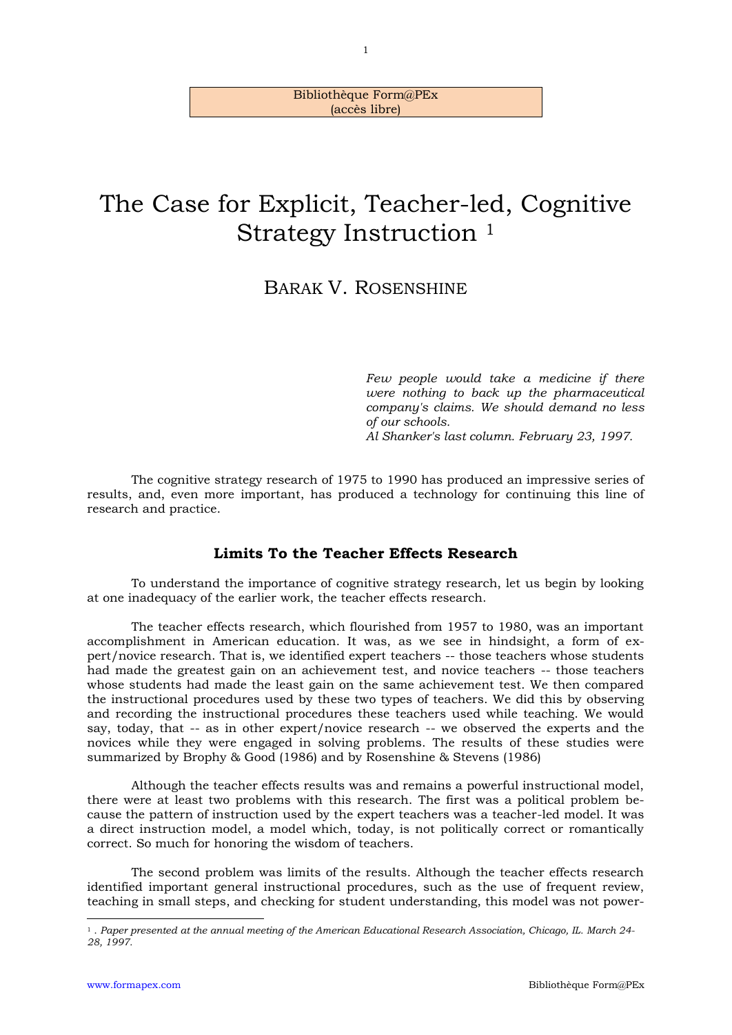Bibliothèque Form@PEx
(accès libre)

# The Case for Explicit, Teacher-led, Cognitive Strategy Instruction [1]

## BARAK V. ROSENSHINE

*Few people would take a medicine if there were nothing to back up the pharmaceutical company's claims. We should demand no less of our schools.*
*Al Shanker's last column. February 23, 1997.*

The cognitive strategy research of 1975 to 1990 has produced an impressive series of results, and, even more important, has produced a technology for continuing this line of research and practice.

### Limits To the Teacher Effects Research

To understand the importance of cognitive strategy research, let us begin by looking at one inadequacy of the earlier work, the teacher effects research.

The teacher effects research, which flourished from 1957 to 1980, was an important accomplishment in American education. It was, as we see in hindsight, a form of expert/novice research. That is, we identified expert teachers -- those teachers whose students had made the greatest gain on an achievement test, and novice teachers -- those teachers whose students had made the least gain on the same achievement test. We then compared the instructional procedures used by these two types of teachers. We did this by observing and recording the instructional procedures these teachers used while teaching. We would say, today, that -- as in other expert/novice research -- we observed the experts and the novices while they were engaged in solving problems. The results of these studies were summarized by Brophy & Good (1986) and by Rosenshine & Stevens (1986)

Although the teacher effects results was and remains a powerful instructional model, there were at least two problems with this research. The first was a political problem because the pattern of instruction used by the expert teachers was a teacher-led model. It was a direct instruction model, a model which, today, is not politically correct or romantically correct. So much for honoring the wisdom of teachers.

The second problem was limits of the results. Although the teacher effects research identified important general instructional procedures, such as the use of frequent review, teaching in small steps, and checking for student understanding, this model was not power-

---

[1] . *Paper presented at the annual meeting of the American Educational Research Association, Chicago, IL. March 24-28, 1997.*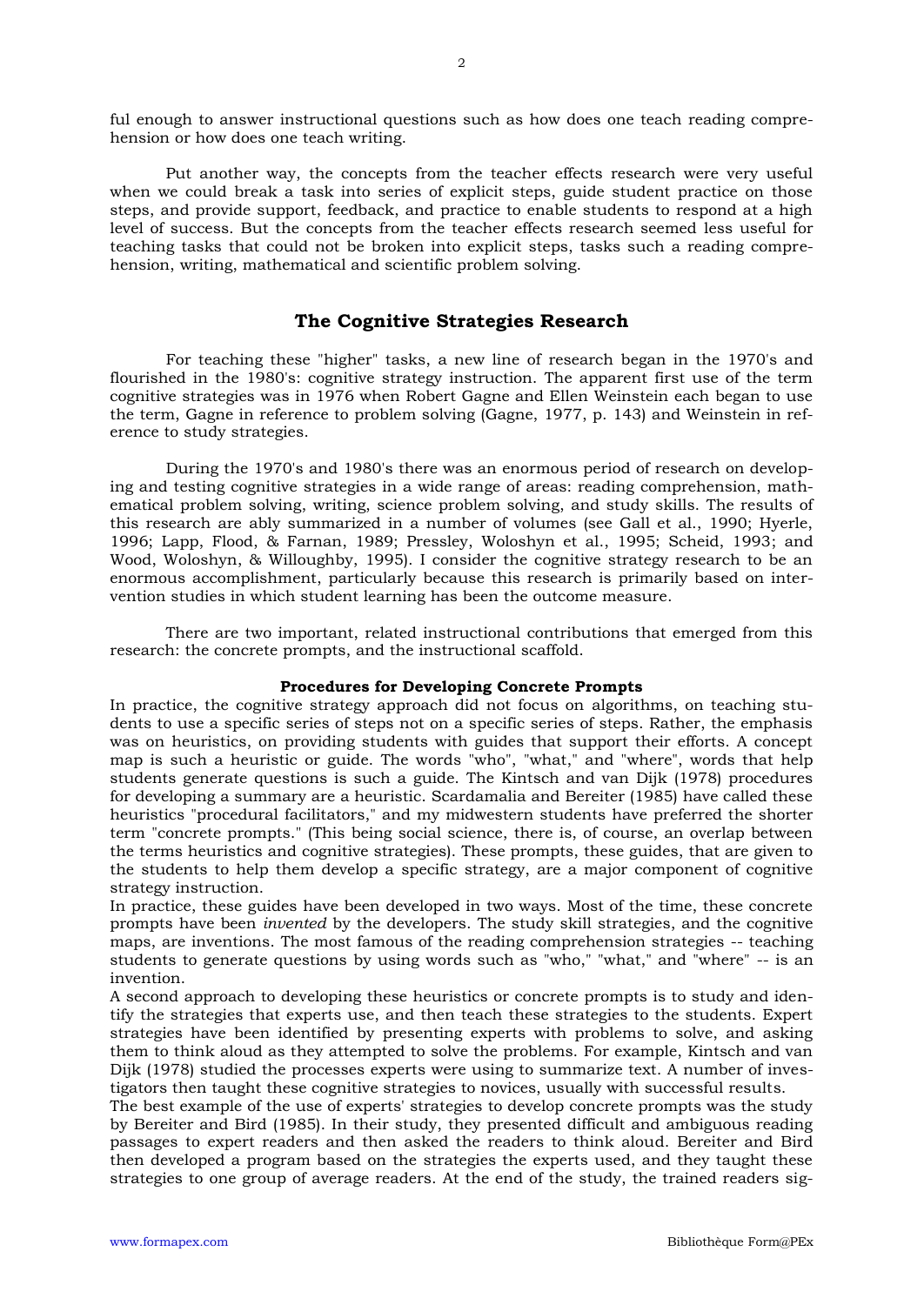ful enough to answer instructional questions such as how does one teach reading comprehension or how does one teach writing.

Put another way, the concepts from the teacher effects research were very useful when we could break a task into series of explicit steps, guide student practice on those steps, and provide support, feedback, and practice to enable students to respond at a high level of success. But the concepts from the teacher effects research seemed less useful for teaching tasks that could not be broken into explicit steps, tasks such a reading comprehension, writing, mathematical and scientific problem solving.

## The Cognitive Strategies Research

For teaching these "higher" tasks, a new line of research began in the 1970's and flourished in the 1980's: cognitive strategy instruction. The apparent first use of the term cognitive strategies was in 1976 when Robert Gagne and Ellen Weinstein each began to use the term, Gagne in reference to problem solving (Gagne, 1977, p. 143) and Weinstein in reference to study strategies.

During the 1970's and 1980's there was an enormous period of research on developing and testing cognitive strategies in a wide range of areas: reading comprehension, mathematical problem solving, writing, science problem solving, and study skills. The results of this research are ably summarized in a number of volumes (see Gall et al., 1990; Hyerle, 1996; Lapp, Flood, & Farnan, 1989; Pressley, Woloshyn et al., 1995; Scheid, 1993; and Wood, Woloshyn, & Willoughby, 1995). I consider the cognitive strategy research to be an enormous accomplishment, particularly because this research is primarily based on intervention studies in which student learning has been the outcome measure.

There are two important, related instructional contributions that emerged from this research: the concrete prompts, and the instructional scaffold.

### Procedures for Developing Concrete Prompts

In practice, the cognitive strategy approach did not focus on algorithms, on teaching students to use a specific series of steps not on a specific series of steps. Rather, the emphasis was on heuristics, on providing students with guides that support their efforts. A concept map is such a heuristic or guide. The words "who", "what," and "where", words that help students generate questions is such a guide. The Kintsch and van Dijk (1978) procedures for developing a summary are a heuristic. Scardamalia and Bereiter (1985) have called these heuristics "procedural facilitators," and my midwestern students have preferred the shorter term "concrete prompts." (This being social science, there is, of course, an overlap between the terms heuristics and cognitive strategies). These prompts, these guides, that are given to the students to help them develop a specific strategy, are a major component of cognitive strategy instruction.

In practice, these guides have been developed in two ways. Most of the time, these concrete prompts have been *invented* by the developers. The study skill strategies, and the cognitive maps, are inventions. The most famous of the reading comprehension strategies -- teaching students to generate questions by using words such as "who," "what," and "where" -- is an invention.

A second approach to developing these heuristics or concrete prompts is to study and identify the strategies that experts use, and then teach these strategies to the students. Expert strategies have been identified by presenting experts with problems to solve, and asking them to think aloud as they attempted to solve the problems. For example, Kintsch and van Dijk (1978) studied the processes experts were using to summarize text. A number of investigators then taught these cognitive strategies to novices, usually with successful results.

The best example of the use of experts' strategies to develop concrete prompts was the study by Bereiter and Bird (1985). In their study, they presented difficult and ambiguous reading passages to expert readers and then asked the readers to think aloud. Bereiter and Bird then developed a program based on the strategies the experts used, and they taught these strategies to one group of average readers. At the end of the study, the trained readers sig-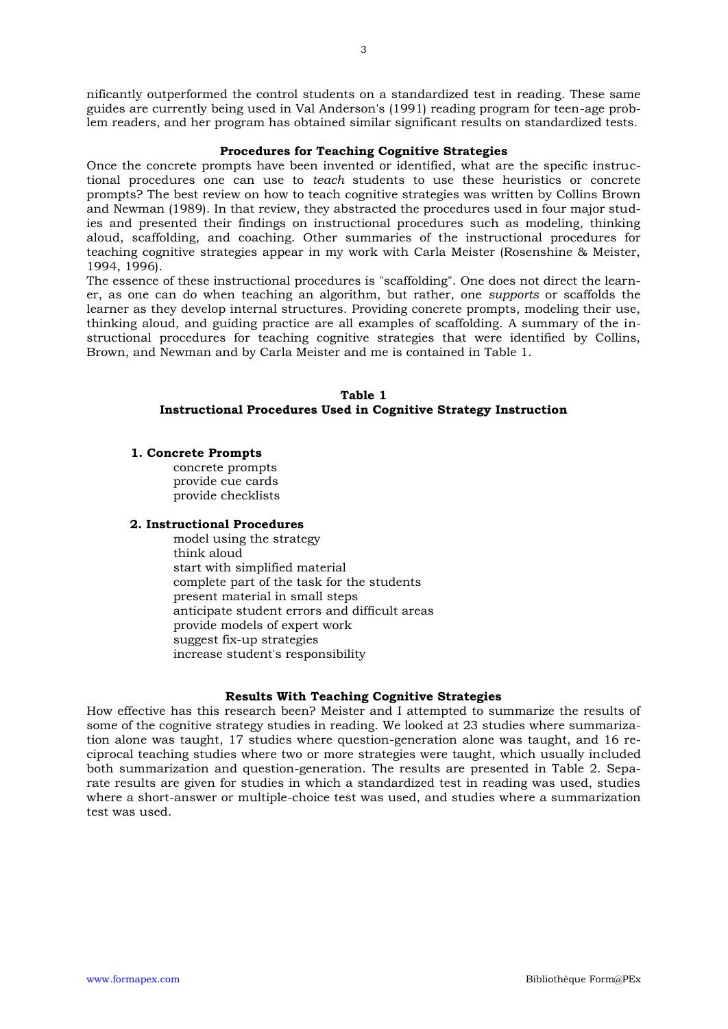nificantly outperformed the control students on a standardized test in reading. These same guides are currently being used in Val Anderson's (1991) reading program for teen-age problem readers, and her program has obtained similar significant results on standardized tests.

### Procedures for Teaching Cognitive Strategies

Once the concrete prompts have been invented or identified, what are the specific instructional procedures one can use to *teach* students to use these heuristics or concrete prompts? The best review on how to teach cognitive strategies was written by Collins Brown and Newman (1989). In that review, they abstracted the procedures used in four major studies and presented their findings on instructional procedures such as modeling, thinking aloud, scaffolding, and coaching. Other summaries of the instructional procedures for teaching cognitive strategies appear in my work with Carla Meister (Rosenshine & Meister, 1994, 1996).

The essence of these instructional procedures is "scaffolding". One does not direct the learner, as one can do when teaching an algorithm, but rather, one *supports* or scaffolds the learner as they develop internal structures. Providing concrete prompts, modeling their use, thinking aloud, and guiding practice are all examples of scaffolding. A summary of the instructional procedures for teaching cognitive strategies that were identified by Collins, Brown, and Newman and by Carla Meister and me is contained in Table 1.

**Table 1**
**Instructional Procedures Used in Cognitive Strategy Instruction**

**1. Concrete Prompts**

- concrete prompts
- provide cue cards
- provide checklists

**2. Instructional Procedures**

- model using the strategy
- think aloud
- start with simplified material
- complete part of the task for the students
- present material in small steps
- anticipate student errors and difficult areas
- provide models of expert work
- suggest fix-up strategies
- increase student's responsibility

### Results With Teaching Cognitive Strategies

How effective has this research been? Meister and I attempted to summarize the results of some of the cognitive strategy studies in reading. We looked at 23 studies where summarization alone was taught, 17 studies where question-generation alone was taught, and 16 reciprocal teaching studies where two or more strategies were taught, which usually included both summarization and question-generation. The results are presented in Table 2. Separate results are given for studies in which a standardized test in reading was used, studies where a short-answer or multiple-choice test was used, and studies where a summarization test was used.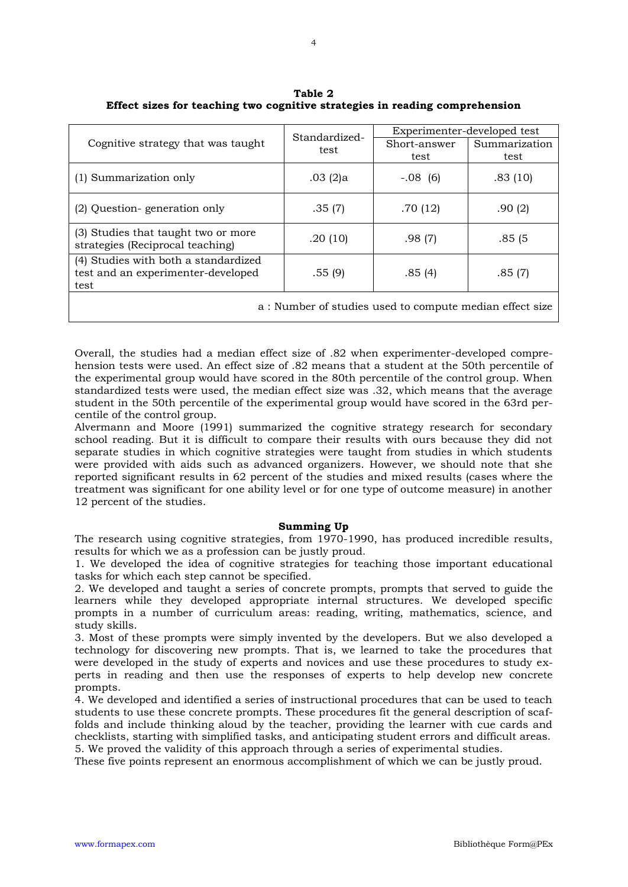**Table 2**
**Effect sizes for teaching two cognitive strategies in reading comprehension**

| Cognitive strategy that was taught | Standardized-test | Experimenter-developed test | |
|---|---|---|---|
| | | Short-answer test | Summarization test |
| (1) Summarization only | .03 (2)a | -.08 (6) | .83 (10) |
| (2) Question- generation only | .35 (7) | .70 (12) | .90 (2) |
| (3) Studies that taught two or more strategies (Reciprocal teaching) | .20 (10) | .98 (7) | .85 (5 |
| (4) Studies with both a standardized test and an experimenter-developed test | .55 (9) | .85 (4) | .85 (7) |

a : Number of studies used to compute median effect size

Overall, the studies had a median effect size of .82 when experimenter-developed comprehension tests were used. An effect size of .82 means that a student at the 50th percentile of the experimental group would have scored in the 80th percentile of the control group. When standardized tests were used, the median effect size was .32, which means that the average student in the 50th percentile of the experimental group would have scored in the 63rd percentile of the control group.

Alvermann and Moore (1991) summarized the cognitive strategy research for secondary school reading. But it is difficult to compare their results with ours because they did not separate studies in which cognitive strategies were taught from studies in which students were provided with aids such as advanced organizers. However, we should note that she reported significant results in 62 percent of the studies and mixed results (cases where the treatment was significant for one ability level or for one type of outcome measure) in another 12 percent of the studies.

## Summing Up

The research using cognitive strategies, from 1970-1990, has produced incredible results, results for which we as a profession can be justly proud.

1. We developed the idea of cognitive strategies for teaching those important educational tasks for which each step cannot be specified.
2. We developed and taught a series of concrete prompts, prompts that served to guide the learners while they developed appropriate internal structures. We developed specific prompts in a number of curriculum areas: reading, writing, mathematics, science, and study skills.
3. Most of these prompts were simply invented by the developers. But we also developed a technology for discovering new prompts. That is, we learned to take the procedures that were developed in the study of experts and novices and use these procedures to study experts in reading and then use the responses of experts to help develop new concrete prompts.
4. We developed and identified a series of instructional procedures that can be used to teach students to use these concrete prompts. These procedures fit the general description of scaffolds and include thinking aloud by the teacher, providing the learner with cue cards and checklists, starting with simplified tasks, and anticipating student errors and difficult areas.
5. We proved the validity of this approach through a series of experimental studies.

These five points represent an enormous accomplishment of which we can be justly proud.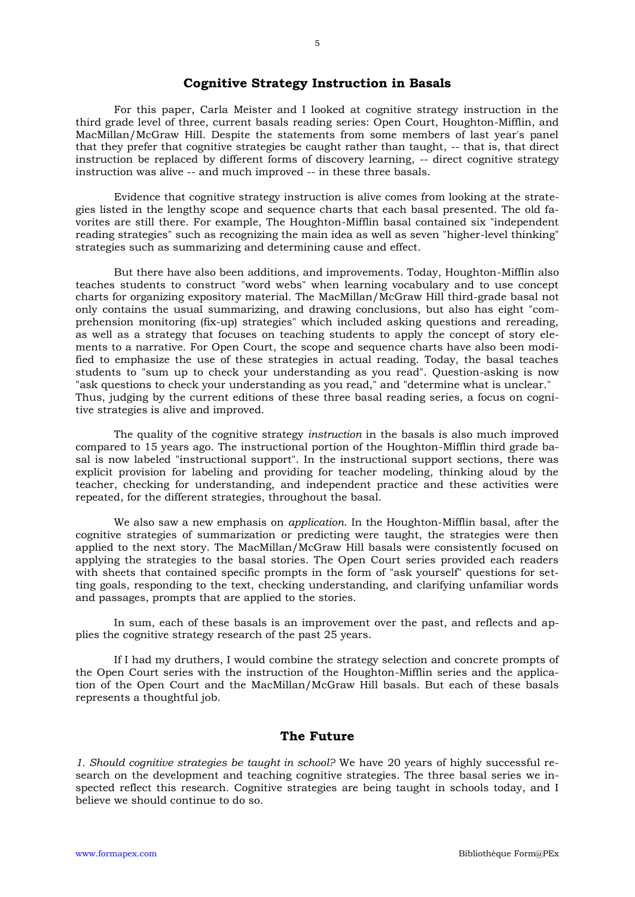## Cognitive Strategy Instruction in Basals

For this paper, Carla Meister and I looked at cognitive strategy instruction in the third grade level of three, current basals reading series: Open Court, Houghton-Mifflin, and MacMillan/McGraw Hill. Despite the statements from some members of last year's panel that they prefer that cognitive strategies be caught rather than taught, -- that is, that direct instruction be replaced by different forms of discovery learning, -- direct cognitive strategy instruction was alive -- and much improved -- in these three basals.

Evidence that cognitive strategy instruction is alive comes from looking at the strategies listed in the lengthy scope and sequence charts that each basal presented. The old favorites are still there. For example, The Houghton-Mifflin basal contained six "independent reading strategies" such as recognizing the main idea as well as seven "higher-level thinking" strategies such as summarizing and determining cause and effect.

But there have also been additions, and improvements. Today, Houghton-Mifflin also teaches students to construct "word webs" when learning vocabulary and to use concept charts for organizing expository material. The MacMillan/McGraw Hill third-grade basal not only contains the usual summarizing, and drawing conclusions, but also has eight "comprehension monitoring (fix-up) strategies" which included asking questions and rereading, as well as a strategy that focuses on teaching students to apply the concept of story elements to a narrative. For Open Court, the scope and sequence charts have also been modified to emphasize the use of these strategies in actual reading. Today, the basal teaches students to "sum up to check your understanding as you read". Question-asking is now "ask questions to check your understanding as you read," and "determine what is unclear." Thus, judging by the current editions of these three basal reading series, a focus on cognitive strategies is alive and improved.

The quality of the cognitive strategy *instruction* in the basals is also much improved compared to 15 years ago. The instructional portion of the Houghton-Mifflin third grade basal is now labeled "instructional support". In the instructional support sections, there was explicit provision for labeling and providing for teacher modeling, thinking aloud by the teacher, checking for understanding, and independent practice and these activities were repeated, for the different strategies, throughout the basal.

We also saw a new emphasis on *application*. In the Houghton-Mifflin basal, after the cognitive strategies of summarization or predicting were taught, the strategies were then applied to the next story. The MacMillan/McGraw Hill basals were consistently focused on applying the strategies to the basal stories. The Open Court series provided each readers with sheets that contained specific prompts in the form of "ask yourself" questions for setting goals, responding to the text, checking understanding, and clarifying unfamiliar words and passages, prompts that are applied to the stories.

In sum, each of these basals is an improvement over the past, and reflects and applies the cognitive strategy research of the past 25 years.

If I had my druthers, I would combine the strategy selection and concrete prompts of the Open Court series with the instruction of the Houghton-Mifflin series and the application of the Open Court and the MacMillan/McGraw Hill basals. But each of these basals represents a thoughtful job.

## The Future

*1. Should cognitive strategies be taught in school?* We have 20 years of highly successful research on the development and teaching cognitive strategies. The three basal series we inspected reflect this research. Cognitive strategies are being taught in schools today, and I believe we should continue to do so.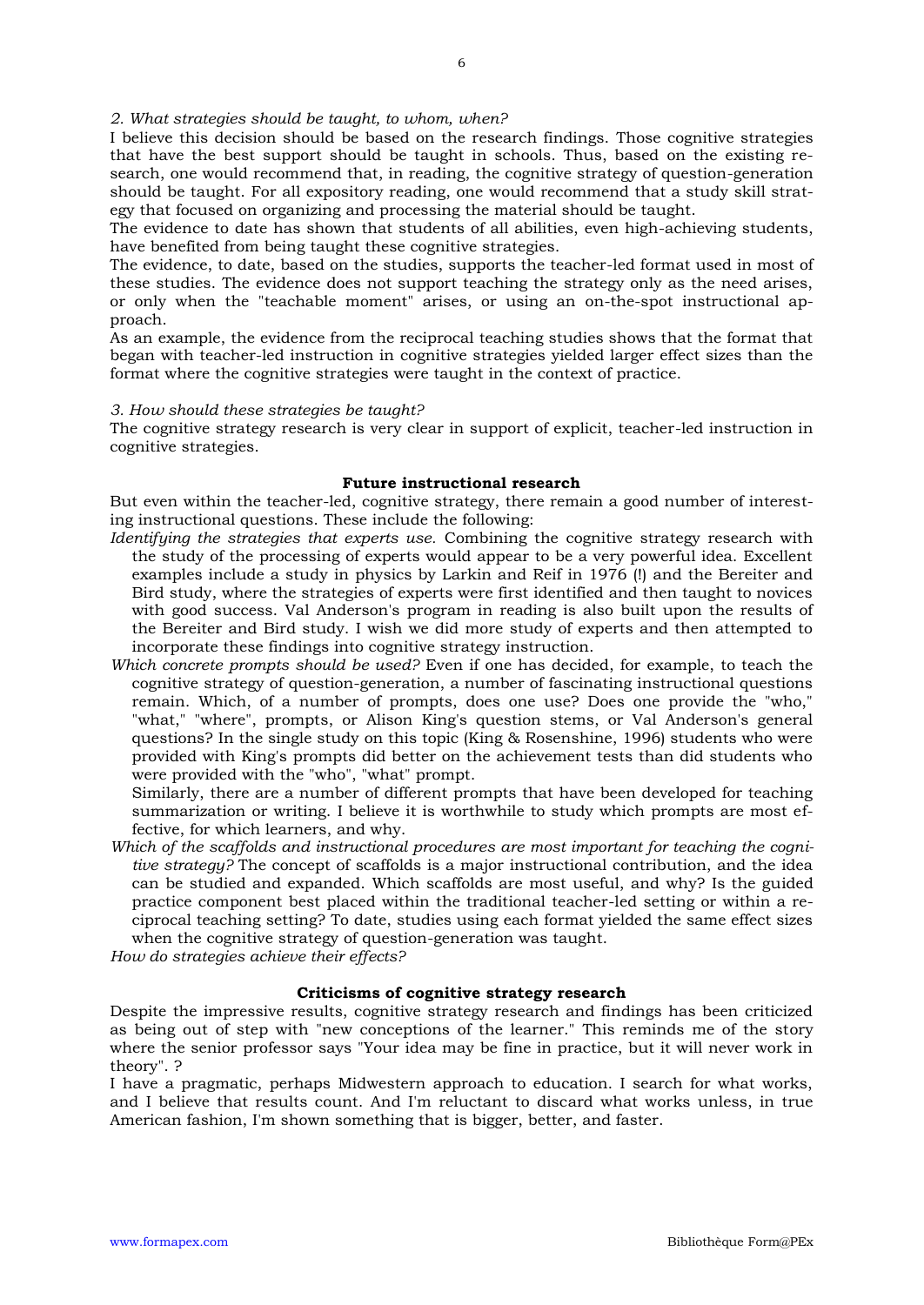*2. What strategies should be taught, to whom, when?*

I believe this decision should be based on the research findings. Those cognitive strategies that have the best support should be taught in schools. Thus, based on the existing research, one would recommend that, in reading, the cognitive strategy of question-generation should be taught. For all expository reading, one would recommend that a study skill strategy that focused on organizing and processing the material should be taught.

The evidence to date has shown that students of all abilities, even high-achieving students, have benefited from being taught these cognitive strategies.

The evidence, to date, based on the studies, supports the teacher-led format used in most of these studies. The evidence does not support teaching the strategy only as the need arises, or only when the "teachable moment" arises, or using an on-the-spot instructional approach.

As an example, the evidence from the reciprocal teaching studies shows that the format that began with teacher-led instruction in cognitive strategies yielded larger effect sizes than the format where the cognitive strategies were taught in the context of practice.

*3. How should these strategies be taught?*

The cognitive strategy research is very clear in support of explicit, teacher-led instruction in cognitive strategies.

**Future instructional research**

But even within the teacher-led, cognitive strategy, there remain a good number of interesting instructional questions. These include the following:

*Identifying the strategies that experts use.* Combining the cognitive strategy research with the study of the processing of experts would appear to be a very powerful idea. Excellent examples include a study in physics by Larkin and Reif in 1976 (!) and the Bereiter and Bird study, where the strategies of experts were first identified and then taught to novices with good success. Val Anderson's program in reading is also built upon the results of the Bereiter and Bird study. I wish we did more study of experts and then attempted to incorporate these findings into cognitive strategy instruction.

*Which concrete prompts should be used?* Even if one has decided, for example, to teach the cognitive strategy of question-generation, a number of fascinating instructional questions remain. Which, of a number of prompts, does one use? Does one provide the "who," "what," "where", prompts, or Alison King's question stems, or Val Anderson's general questions? In the single study on this topic (King & Rosenshine, 1996) students who were provided with King's prompts did better on the achievement tests than did students who were provided with the "who", "what" prompt.

Similarly, there are a number of different prompts that have been developed for teaching summarization or writing. I believe it is worthwhile to study which prompts are most effective, for which learners, and why.

*Which of the scaffolds and instructional procedures are most important for teaching the cognitive strategy?* The concept of scaffolds is a major instructional contribution, and the idea can be studied and expanded. Which scaffolds are most useful, and why? Is the guided practice component best placed within the traditional teacher-led setting or within a reciprocal teaching setting? To date, studies using each format yielded the same effect sizes when the cognitive strategy of question-generation was taught.

*How do strategies achieve their effects?*

**Criticisms of cognitive strategy research**

Despite the impressive results, cognitive strategy research and findings has been criticized as being out of step with "new conceptions of the learner." This reminds me of the story where the senior professor says "Your idea may be fine in practice, but it will never work in theory". ?

I have a pragmatic, perhaps Midwestern approach to education. I search for what works, and I believe that results count. And I'm reluctant to discard what works unless, in true American fashion, I'm shown something that is bigger, better, and faster.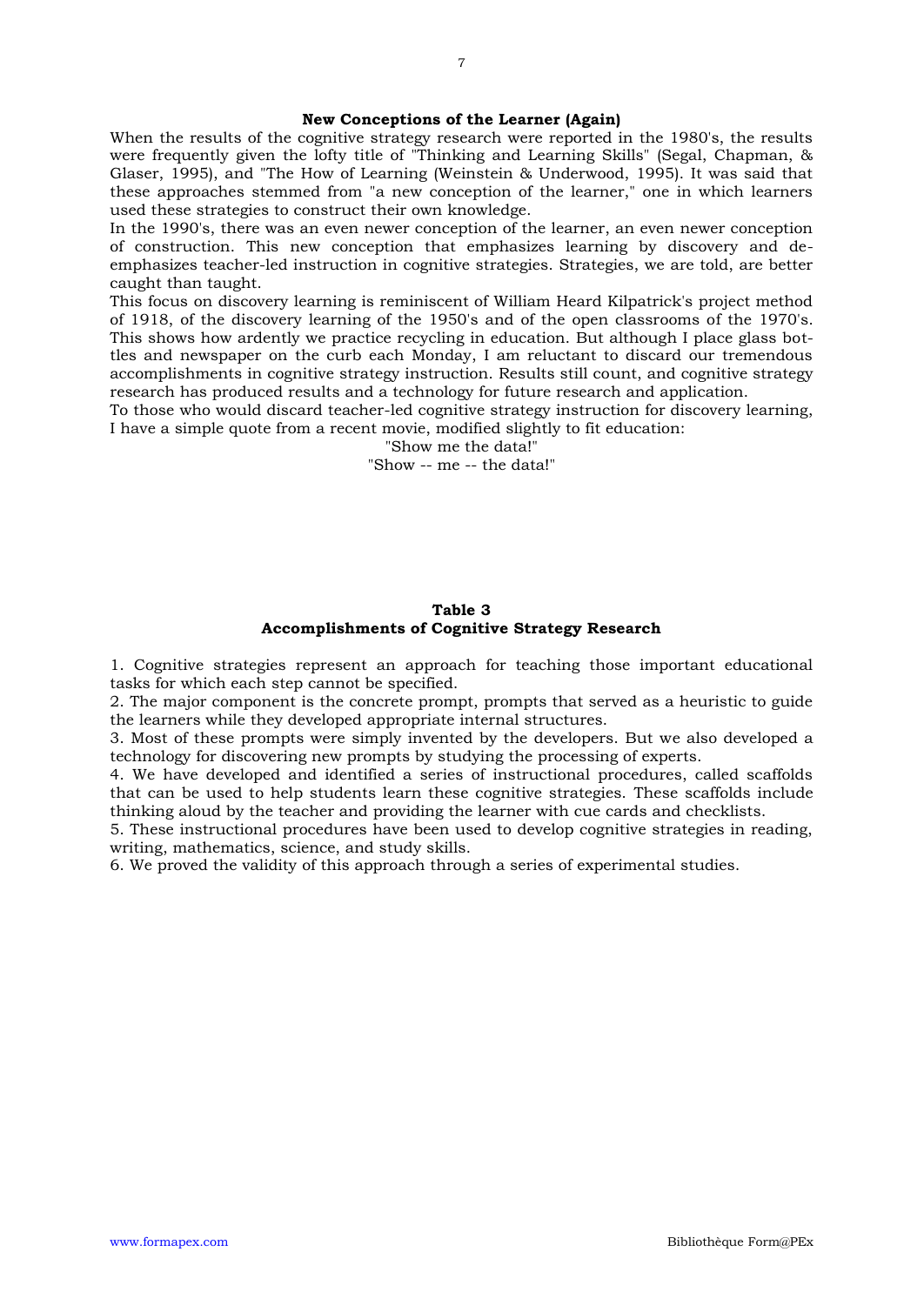## New Conceptions of the Learner (Again)

When the results of the cognitive strategy research were reported in the 1980's, the results were frequently given the lofty title of "Thinking and Learning Skills" (Segal, Chapman, & Glaser, 1995), and "The How of Learning (Weinstein & Underwood, 1995). It was said that these approaches stemmed from "a new conception of the learner," one in which learners used these strategies to construct their own knowledge.

In the 1990's, there was an even newer conception of the learner, an even newer conception of construction. This new conception that emphasizes learning by discovery and de-emphasizes teacher-led instruction in cognitive strategies. Strategies, we are told, are better caught than taught.

This focus on discovery learning is reminiscent of William Heard Kilpatrick's project method of 1918, of the discovery learning of the 1950's and of the open classrooms of the 1970's. This shows how ardently we practice recycling in education. But although I place glass bottles and newspaper on the curb each Monday, I am reluctant to discard our tremendous accomplishments in cognitive strategy instruction. Results still count, and cognitive strategy research has produced results and a technology for future research and application.

To those who would discard teacher-led cognitive strategy instruction for discovery learning, I have a simple quote from a recent movie, modified slightly to fit education:

"Show me the data!"
"Show -- me -- the data!"

**Table 3**
**Accomplishments of Cognitive Strategy Research**

1. Cognitive strategies represent an approach for teaching those important educational tasks for which each step cannot be specified.
2. The major component is the concrete prompt, prompts that served as a heuristic to guide the learners while they developed appropriate internal structures.
3. Most of these prompts were simply invented by the developers. But we also developed a technology for discovering new prompts by studying the processing of experts.
4. We have developed and identified a series of instructional procedures, called scaffolds that can be used to help students learn these cognitive strategies. These scaffolds include thinking aloud by the teacher and providing the learner with cue cards and checklists.
5. These instructional procedures have been used to develop cognitive strategies in reading, writing, mathematics, science, and study skills.
6. We proved the validity of this approach through a series of experimental studies.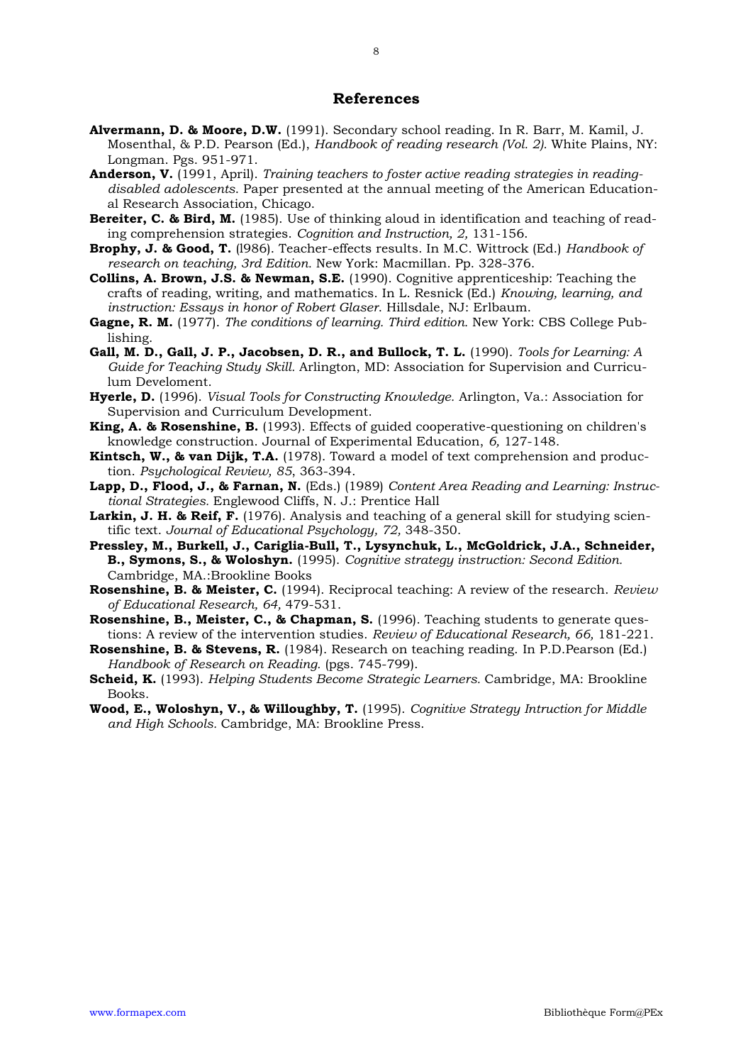## References

**Alvermann, D. & Moore, D.W.** (1991). Secondary school reading. In R. Barr, M. Kamil, J. Mosenthal, & P.D. Pearson (Ed.), *Handbook of reading research (Vol. 2)*. White Plains, NY: Longman. Pgs. 951-971.

**Anderson, V.** (1991, April). *Training teachers to foster active reading strategies in reading-disabled adolescents*. Paper presented at the annual meeting of the American Educational Research Association, Chicago.

**Bereiter, C. & Bird, M.** (1985). Use of thinking aloud in identification and teaching of reading comprehension strategies. *Cognition and Instruction, 2,* 131-156.

**Brophy, J. & Good, T.** (l986). Teacher-effects results. In M.C. Wittrock (Ed.) *Handbook of research on teaching, 3rd Edition.* New York: Macmillan. Pp. 328-376.

**Collins, A. Brown, J.S. & Newman, S.E.** (1990). Cognitive apprenticeship: Teaching the crafts of reading, writing, and mathematics. In L. Resnick (Ed.) *Knowing, learning, and instruction: Essays in honor of Robert Glaser*. Hillsdale, NJ: Erlbaum.

**Gagne, R. M.** (1977). *The conditions of learning. Third edition*. New York: CBS College Publishing.

**Gall, M. D., Gall, J. P., Jacobsen, D. R., and Bullock, T. L.** (1990). *Tools for Learning: A Guide for Teaching Study Skill.* Arlington, MD: Association for Supervision and Curriculum Develoment.

**Hyerle, D.** (1996). *Visual Tools for Constructing Knowledge.* Arlington, Va.: Association for Supervision and Curriculum Development.

**King, A. & Rosenshine, B.** (1993). Effects of guided cooperative-questioning on children's knowledge construction. Journal of Experimental Education, *6,* 127-148.

**Kintsch, W., & van Dijk, T.A.** (1978). Toward a model of text comprehension and production. *Psychological Review, 85*, 363-394.

**Lapp, D., Flood, J., & Farnan, N.** (Eds.) (1989) *Content Area Reading and Learning: Instructional Strategies.* Englewood Cliffs, N. J.: Prentice Hall

**Larkin, J. H. & Reif, F.** (1976). Analysis and teaching of a general skill for studying scientific text. *Journal of Educational Psychology, 72,* 348-350.

**Pressley, M., Burkell, J., Cariglia-Bull, T., Lysynchuk, L., McGoldrick, J.A., Schneider, B., Symons, S., & Woloshyn.** (1995). *Cognitive strategy instruction: Second Edition.* Cambridge, MA.:Brookline Books

**Rosenshine, B. & Meister, C.** (1994). Reciprocal teaching: A review of the research. *Review of Educational Research, 64,* 479-531.

**Rosenshine, B., Meister, C., & Chapman, S.** (1996). Teaching students to generate questions: A review of the intervention studies. *Review of Educational Research, 66,* 181-221.

**Rosenshine, B. & Stevens, R.** (1984). Research on teaching reading. In P.D.Pearson (Ed.) *Handbook of Research on Reading*. (pgs. 745-799).

**Scheid, K.** (1993). *Helping Students Become Strategic Learners*. Cambridge, MA: Brookline Books.

**Wood, E., Woloshyn, V., & Willoughby, T.** (1995). *Cognitive Strategy Intruction for Middle and High Schools.* Cambridge, MA: Brookline Press.